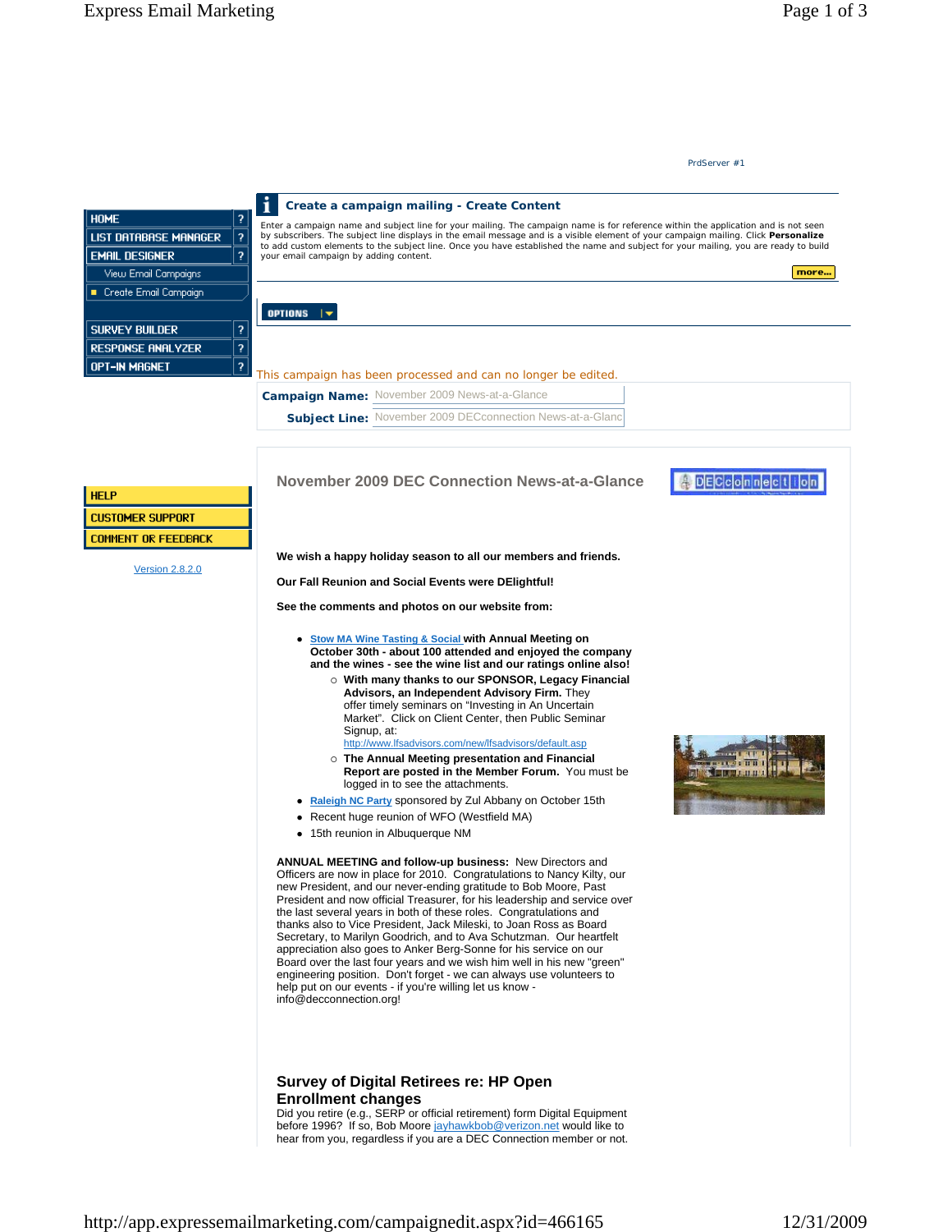PrdServer #1

- HOME
- LIST DATABASE MANAGER
- EMAIL DESIGNER
  - View Email Campaigns
  - Create Email Campaign
- SURVEY BUILDER
- RESPONSE ANALYZER
- OPT-IN MAGNET

- HELP
- CUSTOMER SUPPORT
- COMMENT OR FEEDBACK

Version 2.8.2.0

## Create a campaign mailing - Create Content

Enter a campaign name and subject line for your mailing. The campaign name is for reference within the application and is not seen by subscribers. The subject line displays in the email message and is a visible element of your campaign mailing. Click **Personalize** to add custom elements to the subject line. Once you have established the name and subject for your mailing, you are ready to build your email campaign by adding content.

more...

OPTIONS

This campaign has been processed and can no longer be edited.

**Campaign Name:** November 2009 News-at-a-Glance

**Subject Line:** November 2009 DECconnection News-at-a-Glanc

## November 2009 DEC Connection News-at-a-Glance

DECconnection

**We wish a happy holiday season to all our members and friends.**

**Our Fall Reunion and Social Events were DElightful!**

**See the comments and photos on our website from:**

- **Stow MA Wine Tasting & Social with Annual Meeting on October 30th - about 100 attended and enjoyed the company and the wines - see the wine list and our ratings online also!**
  - **With many thanks to our SPONSOR, Legacy Financial Advisors, an Independent Advisory Firm.** They offer timely seminars on "Investing in An Uncertain Market". Click on Client Center, then Public Seminar Signup, at: http://www.lfsadvisors.com/new/lfsadvisors/default.asp
  - **The Annual Meeting presentation and Financial Report are posted in the Member Forum.** You must be logged in to see the attachments.
- **Raleigh NC Party** sponsored by Zul Abbany on October 15th
- Recent huge reunion of WFO (Westfield MA)
- 15th reunion in Albuquerque NM

**ANNUAL MEETING and follow-up business:** New Directors and Officers are now in place for 2010. Congratulations to Nancy Kilty, our new President, and our never-ending gratitude to Bob Moore, Past President and now official Treasurer, for his leadership and service over the last several years in both of these roles. Congratulations and thanks also to Vice President, Jack Mileski, to Joan Ross as Board Secretary, to Marilyn Goodrich, and to Ava Schutzman. Our heartfelt appreciation also goes to Anker Berg-Sonne for his service on our Board over the last four years and we wish him well in his new "green" engineering position. Don't forget - we can always use volunteers to help put on our events - if you're willing let us know - info@decconnection.org!

## Survey of Digital Retirees re: HP Open Enrollment changes

Did you retire (e.g., SERP or official retirement) form Digital Equipment before 1996? If so, Bob Moore jayhawkbob@verizon.net would like to hear from you, regardless if you are a DEC Connection member or not.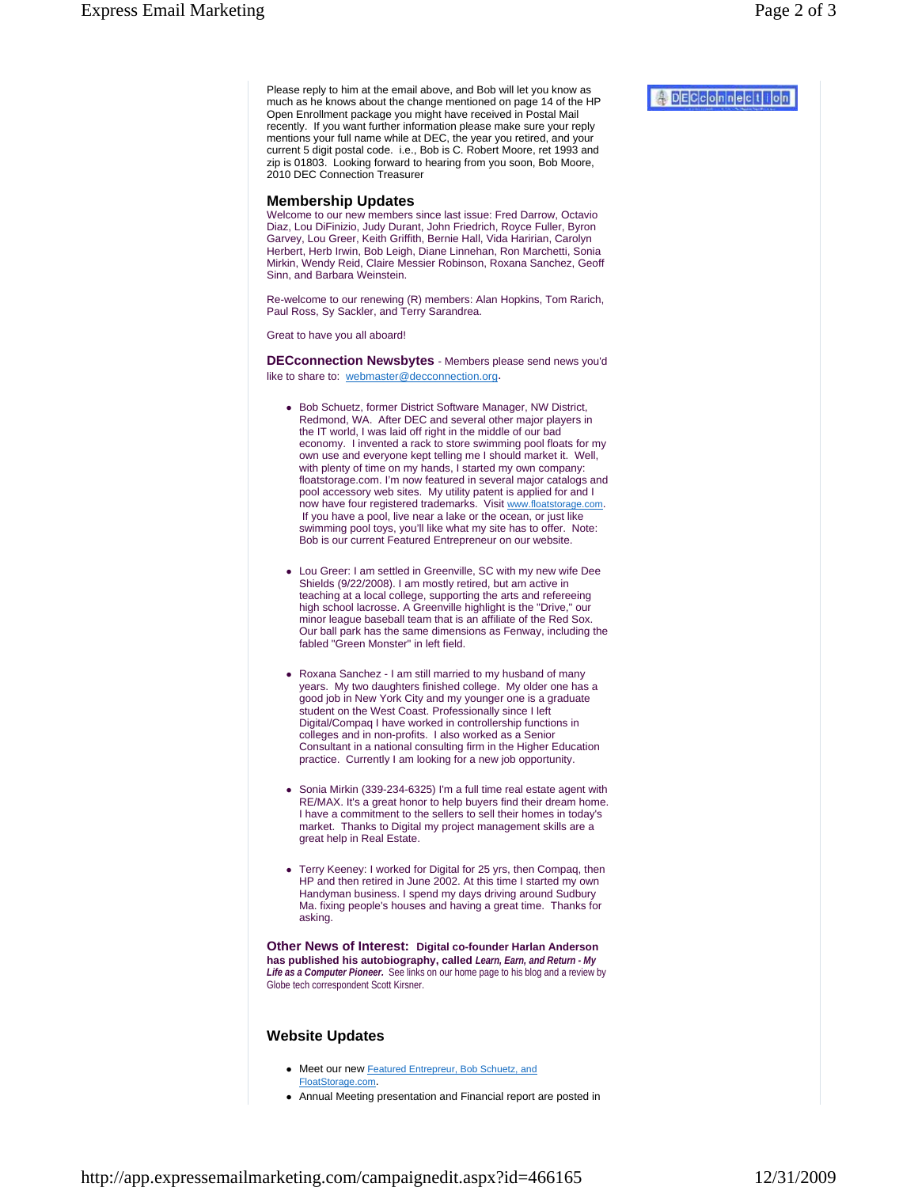Please reply to him at the email above, and Bob will let you know as much as he knows about the change mentioned on page 14 of the HP Open Enrollment package you might have received in Postal Mail recently. If you want further information please make sure your reply mentions your full name while at DEC, the year you retired, and your current 5 digit postal code. i.e., Bob is C. Robert Moore, ret 1993 and zip is 01803. Looking forward to hearing from you soon, Bob Moore, 2010 DEC Connection Treasurer

## Membership Updates

Welcome to our new members since last issue: Fred Darrow, Octavio Diaz, Lou DiFinizio, Judy Durant, John Friedrich, Royce Fuller, Byron Garvey, Lou Greer, Keith Griffith, Bernie Hall, Vida Haririan, Carolyn Herbert, Herb Irwin, Bob Leigh, Diane Linnehan, Ron Marchetti, Sonia Mirkin, Wendy Reid, Claire Messier Robinson, Roxana Sanchez, Geoff Sinn, and Barbara Weinstein.

Re-welcome to our renewing (R) members: Alan Hopkins, Tom Rarich, Paul Ross, Sy Sackler, and Terry Sarandrea.

Great to have you all aboard!

**DECconnection Newsbytes** - Members please send news you'd like to share to: webmaster@decconnection.org.

- Bob Schuetz, former District Software Manager, NW District, Redmond, WA. After DEC and several other major players in the IT world, I was laid off right in the middle of our bad economy. I invented a rack to store swimming pool floats for my own use and everyone kept telling me I should market it. Well, with plenty of time on my hands, I started my own company: floatstorage.com. I'm now featured in several major catalogs and pool accessory web sites. My utility patent is applied for and I now have four registered trademarks. Visit www.floatstorage.com. If you have a pool, live near a lake or the ocean, or just like swimming pool toys, you'll like what my site has to offer. Note: Bob is our current Featured Entrepreneur on our website.

- Lou Greer: I am settled in Greenville, SC with my new wife Dee Shields (9/22/2008). I am mostly retired, but am active in teaching at a local college, supporting the arts and refereeing high school lacrosse. A Greenville highlight is the "Drive," our minor league baseball team that is an affiliate of the Red Sox. Our ball park has the same dimensions as Fenway, including the fabled "Green Monster" in left field.

- Roxana Sanchez - I am still married to my husband of many years. My two daughters finished college. My older one has a good job in New York City and my younger one is a graduate student on the West Coast. Professionally since I left Digital/Compaq I have worked in controllership functions in colleges and in non-profits. I also worked as a Senior Consultant in a national consulting firm in the Higher Education practice. Currently I am looking for a new job opportunity.

- Sonia Mirkin (339-234-6325) I'm a full time real estate agent with RE/MAX. It's a great honor to help buyers find their dream home. I have a commitment to the sellers to sell their homes in today's market. Thanks to Digital my project management skills are a great help in Real Estate.

- Terry Keeney: I worked for Digital for 25 yrs, then Compaq, then HP and then retired in June 2002. At this time I started my own Handyman business. I spend my days driving around Sudbury Ma. fixing people's houses and having a great time. Thanks for asking.

**Other News of Interest:** **Digital co-founder Harlan Anderson has published his autobiography, called *Learn, Earn, and Return - My Life as a Computer Pioneer.*** See links on our home page to his blog and a review by Globe tech correspondent Scott Kirsner.

## Website Updates

- Meet our new Featured Entrepreur, Bob Schuetz, and FloatStorage.com.
- Annual Meeting presentation and Financial report are posted in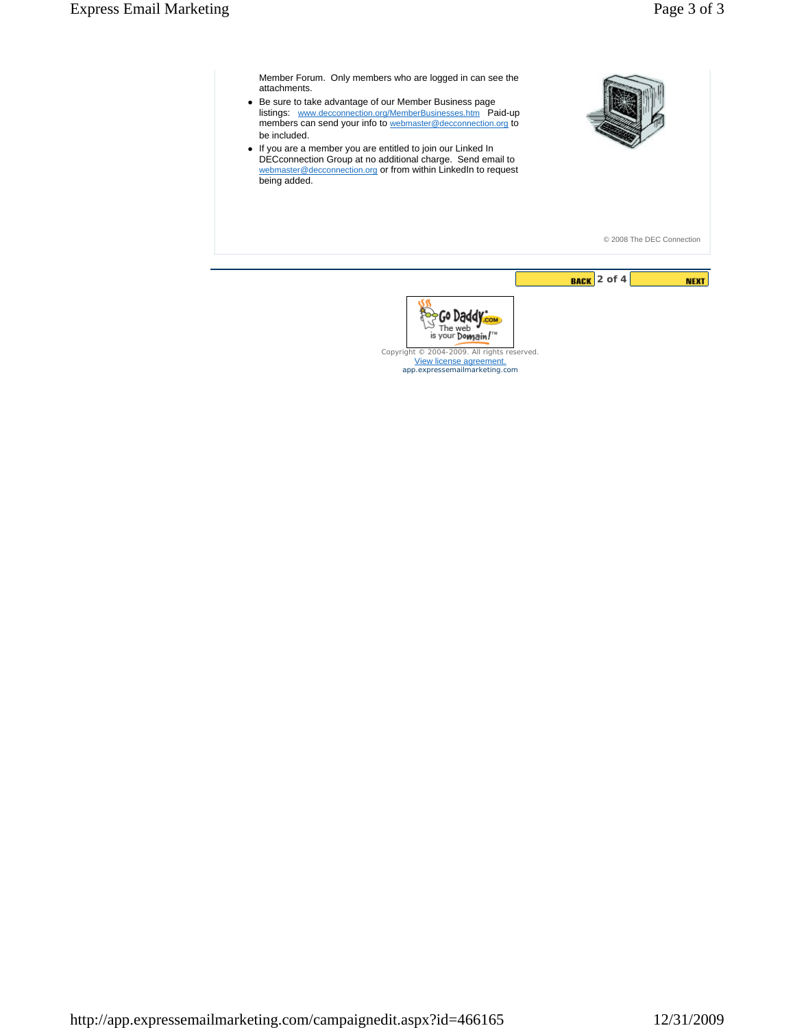Member Forum. Only members who are logged in can see the attachments.

- Be sure to take advantage of our Member Business page listings: www.decconnection.org/MemberBusinesses.htm Paid-up members can send your info to webmaster@decconnection.org to be included.
- If you are a member you are entitled to join our Linked In DECconnection Group at no additional charge. Send email to webmaster@decconnection.org or from within LinkedIn to request being added.

© 2008 The DEC Connection

BACK 2 of 4 NEXT

Copyright © 2004-2009. All rights reserved.
View license agreement.
app.expressemailmarketing.com